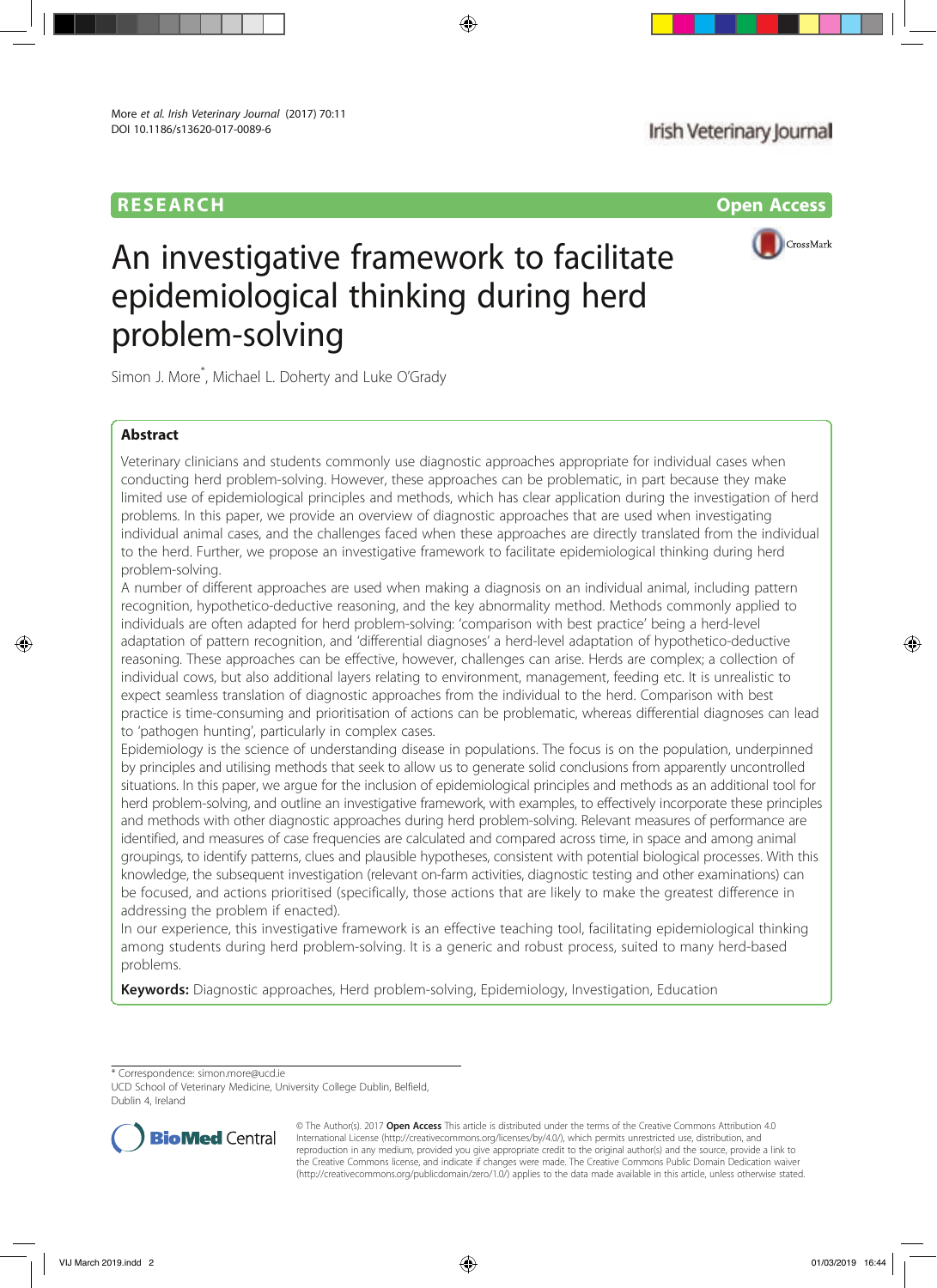RESEARCH

Open Access

# An investigative framework to facilitate epidemiological thinking during herd problem-solving

Simon J. More*, Michael L. Doherty and Luke O'Grady

## Abstract

Veterinary clinicians and students commonly use diagnostic approaches appropriate for individual cases when conducting herd problem-solving. However, these approaches can be problematic, in part because they make limited use of epidemiological principles and methods, which has clear application during the investigation of herd problems. In this paper, we provide an overview of diagnostic approaches that are used when investigating individual animal cases, and the challenges faced when these approaches are directly translated from the individual to the herd. Further, we propose an investigative framework to facilitate epidemiological thinking during herd problem-solving.

A number of different approaches are used when making a diagnosis on an individual animal, including pattern recognition, hypothetico-deductive reasoning, and the key abnormality method. Methods commonly applied to individuals are often adapted for herd problem-solving: 'comparison with best practice' being a herd-level adaptation of pattern recognition, and 'differential diagnoses' a herd-level adaptation of hypothetico-deductive reasoning. These approaches can be effective, however, challenges can arise. Herds are complex; a collection of individual cows, but also additional layers relating to environment, management, feeding etc. It is unrealistic to expect seamless translation of diagnostic approaches from the individual to the herd. Comparison with best practice is time-consuming and prioritisation of actions can be problematic, whereas differential diagnoses can lead to 'pathogen hunting', particularly in complex cases.

Epidemiology is the science of understanding disease in populations. The focus is on the population, underpinned by principles and utilising methods that seek to allow us to generate solid conclusions from apparently uncontrolled situations. In this paper, we argue for the inclusion of epidemiological principles and methods as an additional tool for herd problem-solving, and outline an investigative framework, with examples, to effectively incorporate these principles and methods with other diagnostic approaches during herd problem-solving. Relevant measures of performance are identified, and measures of case frequencies are calculated and compared across time, in space and among animal groupings, to identify patterns, clues and plausible hypotheses, consistent with potential biological processes. With this knowledge, the subsequent investigation (relevant on-farm activities, diagnostic testing and other examinations) can be focused, and actions prioritised (specifically, those actions that are likely to make the greatest difference in addressing the problem if enacted).

In our experience, this investigative framework is an effective teaching tool, facilitating epidemiological thinking among students during herd problem-solving. It is a generic and robust process, suited to many herd-based problems.

**Keywords:** Diagnostic approaches, Herd problem-solving, Epidemiology, Investigation, Education

* Correspondence: simon.more@ucd.ie
UCD School of Veterinary Medicine, University College Dublin, Belfield, Dublin 4, Ireland

© The Author(s). 2017 **Open Access** This article is distributed under the terms of the Creative Commons Attribution 4.0 International License (http://creativecommons.org/licenses/by/4.0/), which permits unrestricted use, distribution, and reproduction in any medium, provided you give appropriate credit to the original author(s) and the source, provide a link to the Creative Commons license, and indicate if changes were made. The Creative Commons Public Domain Dedication waiver (http://creativecommons.org/publicdomain/zero/1.0/) applies to the data made available in this article, unless otherwise stated.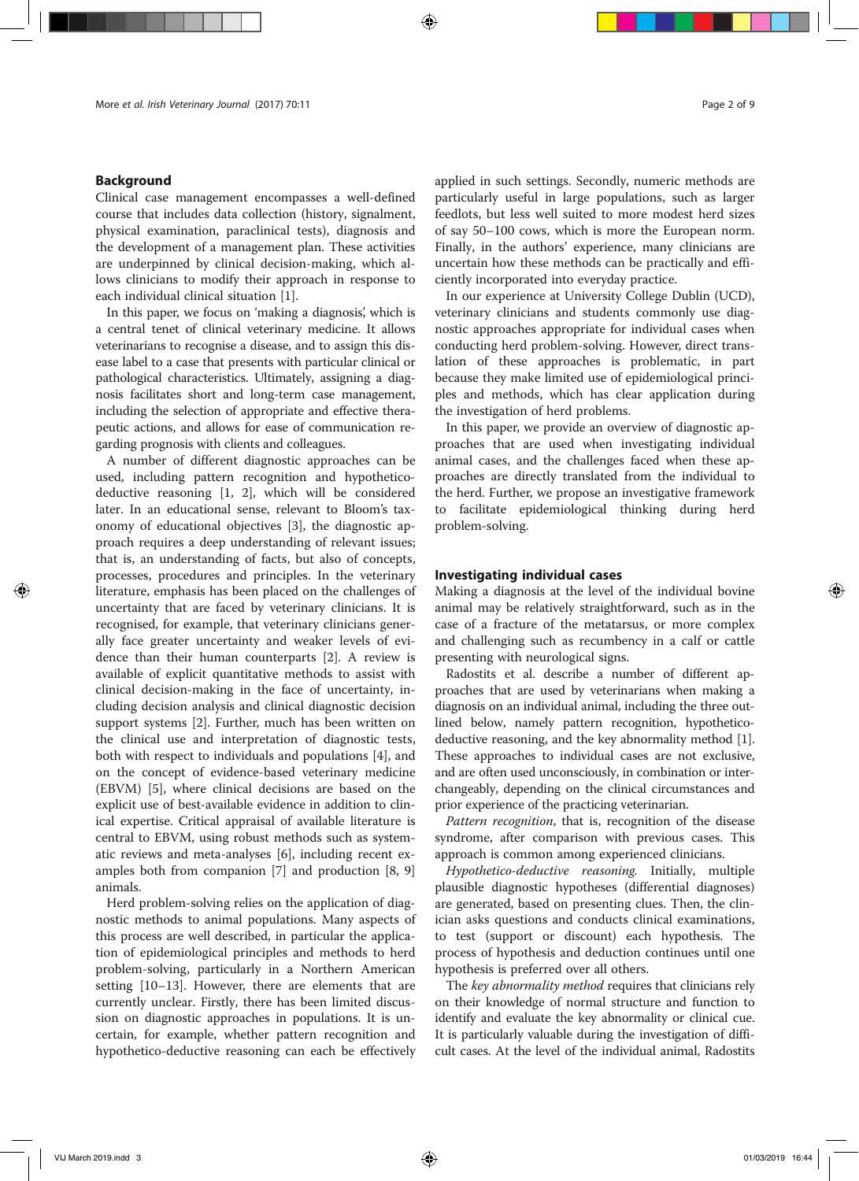## Background

Clinical case management encompasses a well-defined course that includes data collection (history, signalment, physical examination, paraclinical tests), diagnosis and the development of a management plan. These activities are underpinned by clinical decision-making, which allows clinicians to modify their approach in response to each individual clinical situation [1].

In this paper, we focus on 'making a diagnosis', which is a central tenet of clinical veterinary medicine. It allows veterinarians to recognise a disease, and to assign this disease label to a case that presents with particular clinical or pathological characteristics. Ultimately, assigning a diagnosis facilitates short and long-term case management, including the selection of appropriate and effective therapeutic actions, and allows for ease of communication regarding prognosis with clients and colleagues.

A number of different diagnostic approaches can be used, including pattern recognition and hypothetico-deductive reasoning [1, 2], which will be considered later. In an educational sense, relevant to Bloom's taxonomy of educational objectives [3], the diagnostic approach requires a deep understanding of relevant issues; that is, an understanding of facts, but also of concepts, processes, procedures and principles. In the veterinary literature, emphasis has been placed on the challenges of uncertainty that are faced by veterinary clinicians. It is recognised, for example, that veterinary clinicians generally face greater uncertainty and weaker levels of evidence than their human counterparts [2]. A review is available of explicit quantitative methods to assist with clinical decision-making in the face of uncertainty, including decision analysis and clinical diagnostic decision support systems [2]. Further, much has been written on the clinical use and interpretation of diagnostic tests, both with respect to individuals and populations [4], and on the concept of evidence-based veterinary medicine (EBVM) [5], where clinical decisions are based on the explicit use of best-available evidence in addition to clinical expertise. Critical appraisal of available literature is central to EBVM, using robust methods such as systematic reviews and meta-analyses [6], including recent examples both from companion [7] and production [8, 9] animals.

Herd problem-solving relies on the application of diagnostic methods to animal populations. Many aspects of this process are well described, in particular the application of epidemiological principles and methods to herd problem-solving, particularly in a Northern American setting [10–13]. However, there are elements that are currently unclear. Firstly, there has been limited discussion on diagnostic approaches in populations. It is uncertain, for example, whether pattern recognition and hypothetico-deductive reasoning can each be effectively applied in such settings. Secondly, numeric methods are particularly useful in large populations, such as larger feedlots, but less well suited to more modest herd sizes of say 50–100 cows, which is more the European norm. Finally, in the authors' experience, many clinicians are uncertain how these methods can be practically and efficiently incorporated into everyday practice.

In our experience at University College Dublin (UCD), veterinary clinicians and students commonly use diagnostic approaches appropriate for individual cases when conducting herd problem-solving. However, direct translation of these approaches is problematic, in part because they make limited use of epidemiological principles and methods, which has clear application during the investigation of herd problems.

In this paper, we provide an overview of diagnostic approaches that are used when investigating individual animal cases, and the challenges faced when these approaches are directly translated from the individual to the herd. Further, we propose an investigative framework to facilitate epidemiological thinking during herd problem-solving.

## Investigating individual cases

Making a diagnosis at the level of the individual bovine animal may be relatively straightforward, such as in the case of a fracture of the metatarsus, or more complex and challenging such as recumbency in a calf or cattle presenting with neurological signs.

Radostits et al. describe a number of different approaches that are used by veterinarians when making a diagnosis on an individual animal, including the three outlined below, namely pattern recognition, hypothetico-deductive reasoning, and the key abnormality method [1]. These approaches to individual cases are not exclusive, and are often used unconsciously, in combination or interchangeably, depending on the clinical circumstances and prior experience of the practicing veterinarian.

*Pattern recognition*, that is, recognition of the disease syndrome, after comparison with previous cases. This approach is common among experienced clinicians.

*Hypothetico-deductive reasoning.* Initially, multiple plausible diagnostic hypotheses (differential diagnoses) are generated, based on presenting clues. Then, the clinician asks questions and conducts clinical examinations, to test (support or discount) each hypothesis. The process of hypothesis and deduction continues until one hypothesis is preferred over all others.

The *key abnormality method* requires that clinicians rely on their knowledge of normal structure and function to identify and evaluate the key abnormality or clinical cue. It is particularly valuable during the investigation of difficult cases. At the level of the individual animal, Radostits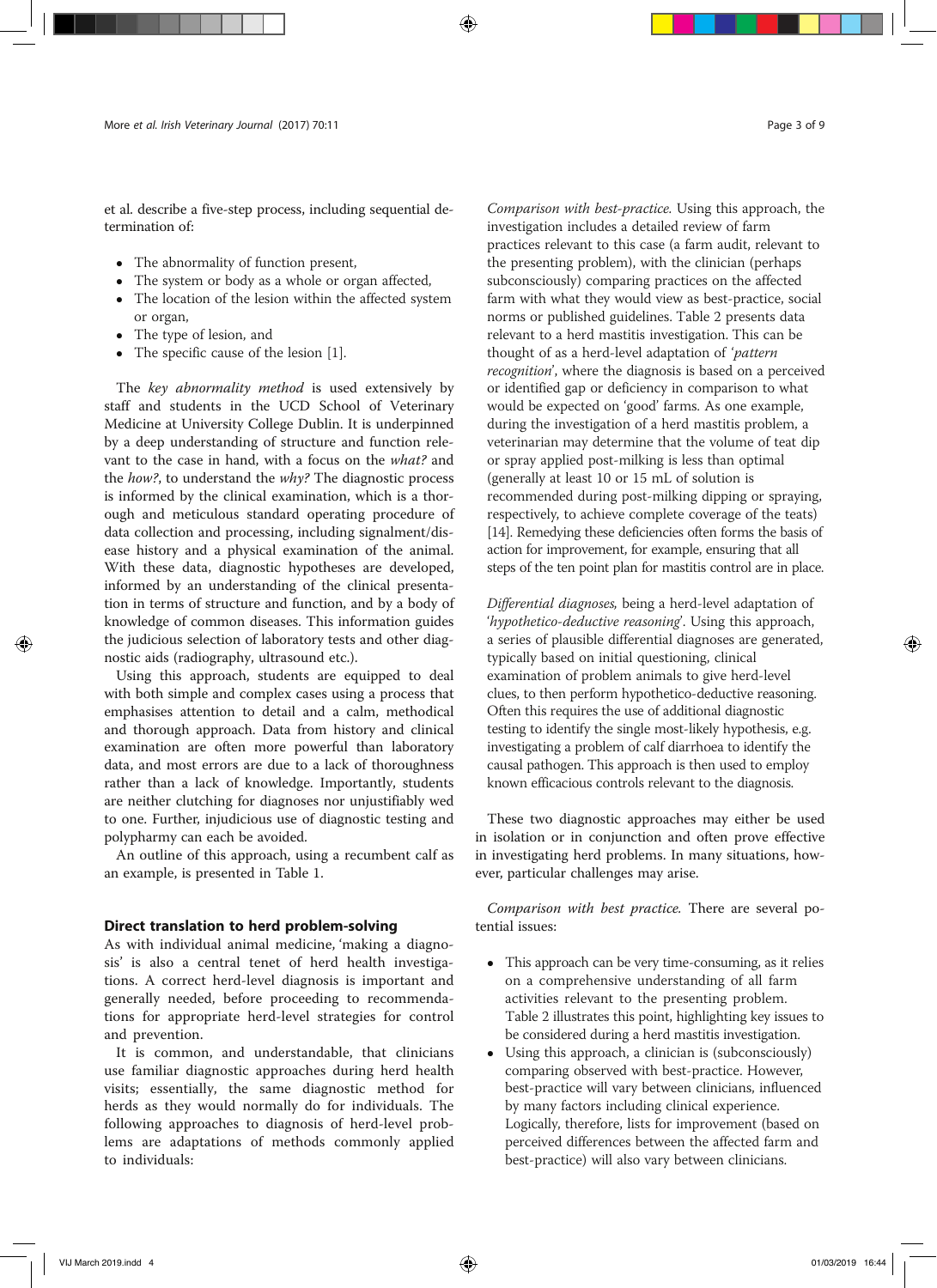et al. describe a five-step process, including sequential determination of:

- The abnormality of function present,
- The system or body as a whole or organ affected,
- The location of the lesion within the affected system or organ,
- The type of lesion, and
- The specific cause of the lesion [1].

The *key abnormality method* is used extensively by staff and students in the UCD School of Veterinary Medicine at University College Dublin. It is underpinned by a deep understanding of structure and function relevant to the case in hand, with a focus on the *what?* and the *how?*, to understand the *why?* The diagnostic process is informed by the clinical examination, which is a thorough and meticulous standard operating procedure of data collection and processing, including signalment/disease history and a physical examination of the animal. With these data, diagnostic hypotheses are developed, informed by an understanding of the clinical presentation in terms of structure and function, and by a body of knowledge of common diseases. This information guides the judicious selection of laboratory tests and other diagnostic aids (radiography, ultrasound etc.).

Using this approach, students are equipped to deal with both simple and complex cases using a process that emphasises attention to detail and a calm, methodical and thorough approach. Data from history and clinical examination are often more powerful than laboratory data, and most errors are due to a lack of thoroughness rather than a lack of knowledge. Importantly, students are neither clutching for diagnoses nor unjustifiably wed to one. Further, injudicious use of diagnostic testing and polypharmy can each be avoided.

An outline of this approach, using a recumbent calf as an example, is presented in Table 1.

## Direct translation to herd problem-solving

As with individual animal medicine, 'making a diagnosis' is also a central tenet of herd health investigations. A correct herd-level diagnosis is important and generally needed, before proceeding to recommendations for appropriate herd-level strategies for control and prevention.

It is common, and understandable, that clinicians use familiar diagnostic approaches during herd health visits; essentially, the same diagnostic method for herds as they would normally do for individuals. The following approaches to diagnosis of herd-level problems are adaptations of methods commonly applied to individuals:

*Comparison with best-practice.* Using this approach, the investigation includes a detailed review of farm practices relevant to this case (a farm audit, relevant to the presenting problem), with the clinician (perhaps subconsciously) comparing practices on the affected farm with what they would view as best-practice, social norms or published guidelines. Table 2 presents data relevant to a herd mastitis investigation. This can be thought of as a herd-level adaptation of '*pattern recognition*', where the diagnosis is based on a perceived or identified gap or deficiency in comparison to what would be expected on 'good' farms. As one example, during the investigation of a herd mastitis problem, a veterinarian may determine that the volume of teat dip or spray applied post-milking is less than optimal (generally at least 10 or 15 mL of solution is recommended during post-milking dipping or spraying, respectively, to achieve complete coverage of the teats) [14]. Remedying these deficiencies often forms the basis of action for improvement, for example, ensuring that all steps of the ten point plan for mastitis control are in place.

*Differential diagnoses,* being a herd-level adaptation of '*hypothetico-deductive reasoning*'. Using this approach, a series of plausible differential diagnoses are generated, typically based on initial questioning, clinical examination of problem animals to give herd-level clues, to then perform hypothetico-deductive reasoning. Often this requires the use of additional diagnostic testing to identify the single most-likely hypothesis, e.g. investigating a problem of calf diarrhoea to identify the causal pathogen. This approach is then used to employ known efficacious controls relevant to the diagnosis.

These two diagnostic approaches may either be used in isolation or in conjunction and often prove effective in investigating herd problems. In many situations, however, particular challenges may arise.

*Comparison with best practice.* There are several potential issues:

- This approach can be very time-consuming, as it relies on a comprehensive understanding of all farm activities relevant to the presenting problem. Table 2 illustrates this point, highlighting key issues to be considered during a herd mastitis investigation.
- Using this approach, a clinician is (subconsciously) comparing observed with best-practice. However, best-practice will vary between clinicians, influenced by many factors including clinical experience. Logically, therefore, lists for improvement (based on perceived differences between the affected farm and best-practice) will also vary between clinicians.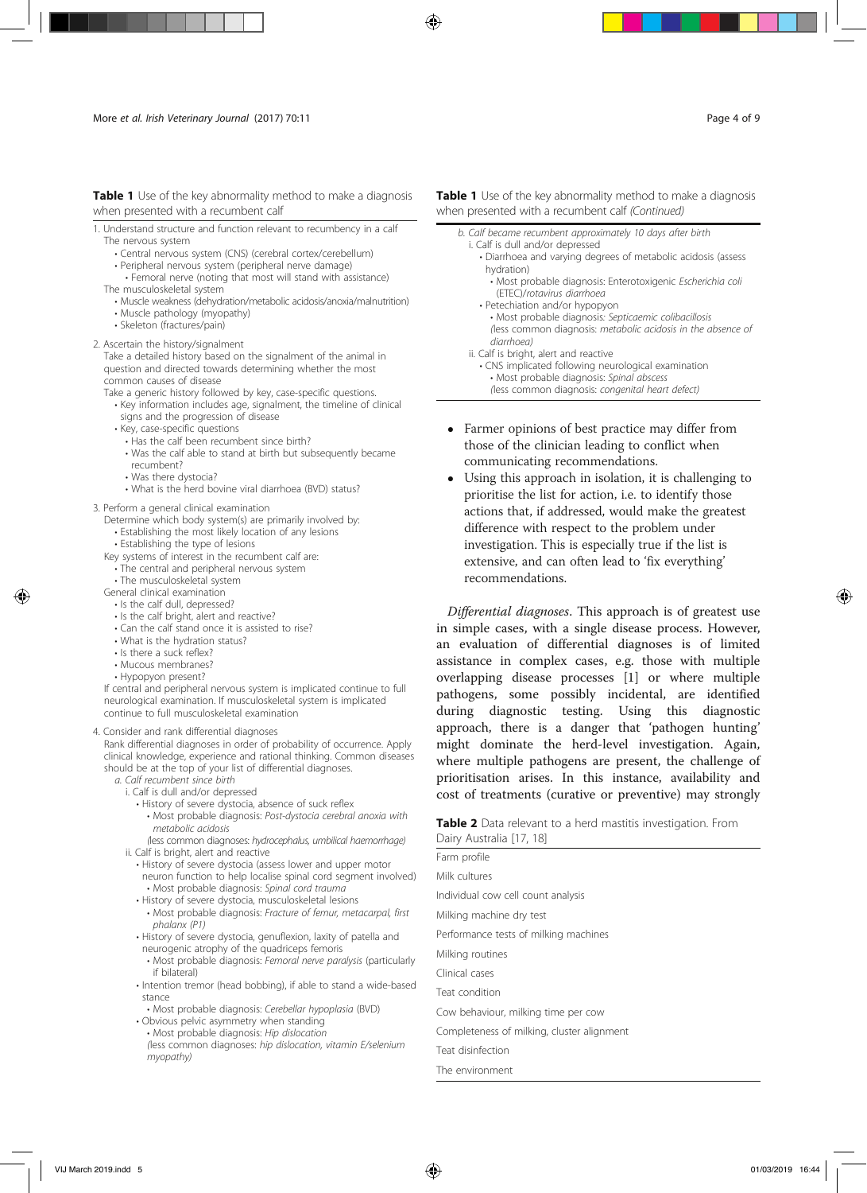**Table 1** Use of the key abnormality method to make a diagnosis when presented with a recumbent calf

1. Understand structure and function relevant to recumbency in a calf
   The nervous system
   - Central nervous system (CNS) (cerebral cortex/cerebellum)
   - Peripheral nervous system (peripheral nerve damage)
     - Femoral nerve (noting that most will stand with assistance)

   The musculoskeletal system
   - Muscle weakness (dehydration/metabolic acidosis/anoxia/malnutrition)
   - Muscle pathology (myopathy)
   - Skeleton (fractures/pain)
2. Ascertain the history/signalment
   Take a detailed history based on the signalment of the animal in question and directed towards determining whether the most common causes of disease
   Take a generic history followed by key, case-specific questions.
   - Key information includes age, signalment, the timeline of clinical signs and the progression of disease
   - Key, case-specific questions
     - Has the calf been recumbent since birth?
     - Was the calf able to stand at birth but subsequently became recumbent?
     - Was there dystocia?
     - What is the herd bovine viral diarrhoea (BVD) status?
3. Perform a general clinical examination
   Determine which body system(s) are primarily involved by:
   - Establishing the most likely location of any lesions
   - Establishing the type of lesions

   Key systems of interest in the recumbent calf are:
   - The central and peripheral nervous system
   - The musculoskeletal system

   General clinical examination
   - Is the calf dull, depressed?
   - Is the calf bright, alert and reactive?
   - Can the calf stand once it is assisted to rise?
   - What is the hydration status?
   - Is there a suck reflex?
   - Mucous membranes?
   - Hypopyon present?

   If central and peripheral nervous system is implicated continue to full neurological examination. If musculoskeletal system is implicated continue to full musculoskeletal examination
4. Consider and rank differential diagnoses
   Rank differential diagnoses in order of probability of occurrence. Apply clinical knowledge, experience and rational thinking. Common diseases should be at the top of your list of differential diagnoses.
   *a. Calf recumbent since birth*
   - i. Calf is dull and/or depressed
     - History of severe dystocia, absence of suck reflex
       - Most probable diagnosis: *Post-dystocia cerebral anoxia with metabolic acidosis*
         *(less common diagnoses: hydrocephalus, umbilical haemorrhage)*
   - ii. Calf is bright, alert and reactive
     - History of severe dystocia (assess lower and upper motor neuron function to help localise spinal cord segment involved)
       - Most probable diagnosis: *Spinal cord trauma*
     - History of severe dystocia, musculoskeletal lesions
       - Most probable diagnosis: *Fracture of femur, metacarpal, first phalanx (P1)*
     - History of severe dystocia, genuflexion, laxity of patella and neurogenic atrophy of the quadriceps femoris
       - Most probable diagnosis: *Femoral nerve paralysis* (particularly if bilateral)
     - Intention tremor (head bobbing), if able to stand a wide-based stance
       - Most probable diagnosis: *Cerebellar hypoplasia* (BVD)
     - Obvious pelvic asymmetry when standing
       - Most probable diagnosis: *Hip dislocation*
         *(less common diagnoses: hip dislocation, vitamin E/selenium myopathy)*

   *b. Calf became recumbent approximately 10 days after birth*
   - i. Calf is dull and/or depressed
     - Diarrhoea and varying degrees of metabolic acidosis (assess hydration)
       - Most probable diagnosis: Enterotoxigenic *Escherichia coli* (ETEC)/*rotavirus diarrhoea*
     - Petechiation and/or hypopyon
       - Most probable diagnosis: *Septicaemic colibacillosis*
         *(less common diagnosis: metabolic acidosis in the absence of diarrhoea)*
   - ii. Calf is bright, alert and reactive
     - CNS implicated following neurological examination
       - Most probable diagnosis: *Spinal abscess*
         *(less common diagnosis: congenital heart defect)*

- Farmer opinions of best practice may differ from those of the clinician leading to conflict when communicating recommendations.
- Using this approach in isolation, it is challenging to prioritise the list for action, i.e. to identify those actions that, if addressed, would make the greatest difference with respect to the problem under investigation. This is especially true if the list is extensive, and can often lead to 'fix everything' recommendations.

*Differential diagnoses*. This approach is of greatest use in simple cases, with a single disease process. However, an evaluation of differential diagnoses is of limited assistance in complex cases, e.g. those with multiple overlapping disease processes [1] or where multiple pathogens, some possibly incidental, are identified during diagnostic testing. Using this diagnostic approach, there is a danger that 'pathogen hunting' might dominate the herd-level investigation. Again, where multiple pathogens are present, the challenge of prioritisation arises. In this instance, availability and cost of treatments (curative or preventive) may strongly

**Table 2** Data relevant to a herd mastitis investigation. From Dairy Australia [17, 18]

| |
|---|
| Farm profile |
| Milk cultures |
| Individual cow cell count analysis |
| Milking machine dry test |
| Performance tests of milking machines |
| Milking routines |
| Clinical cases |
| Teat condition |
| Cow behaviour, milking time per cow |
| Completeness of milking, cluster alignment |
| Teat disinfection |
| The environment |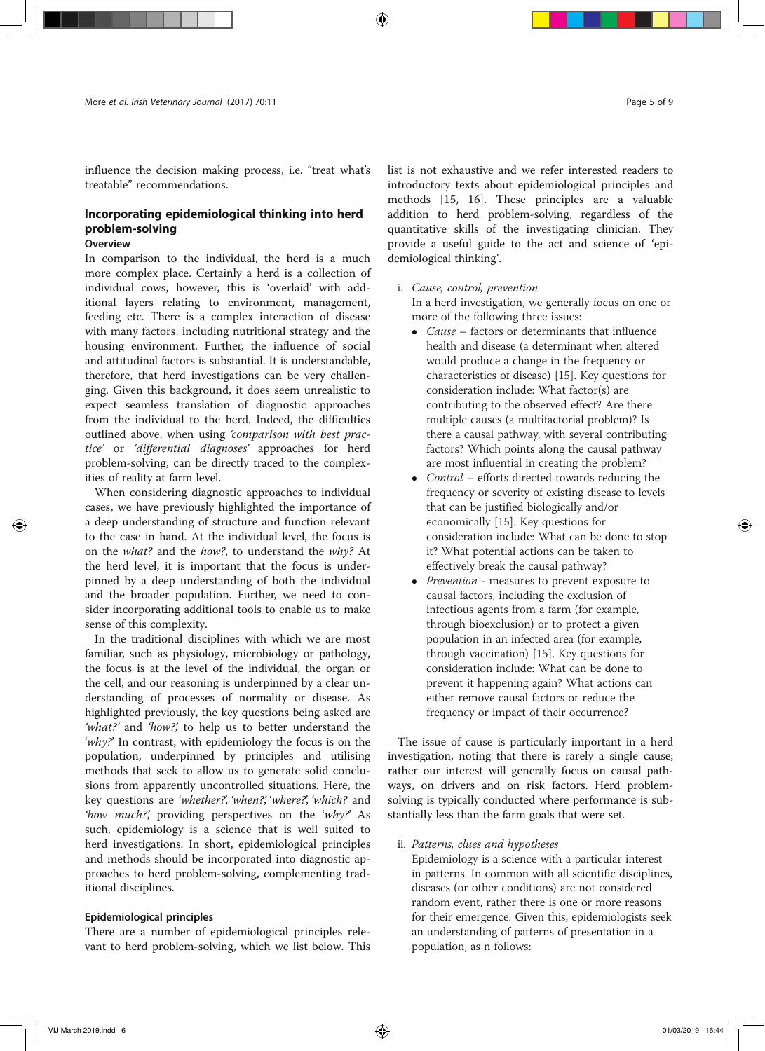influence the decision making process, i.e. "treat what's treatable" recommendations.

## Incorporating epidemiological thinking into herd problem-solving

### Overview

In comparison to the individual, the herd is a much more complex place. Certainly a herd is a collection of individual cows, however, this is 'overlaid' with additional layers relating to environment, management, feeding etc. There is a complex interaction of disease with many factors, including nutritional strategy and the housing environment. Further, the influence of social and attitudinal factors is substantial. It is understandable, therefore, that herd investigations can be very challenging. Given this background, it does seem unrealistic to expect seamless translation of diagnostic approaches from the individual to the herd. Indeed, the difficulties outlined above, when using *'comparison with best practice'* or *'differential diagnoses'* approaches for herd problem-solving, can be directly traced to the complexities of reality at farm level.

When considering diagnostic approaches to individual cases, we have previously highlighted the importance of a deep understanding of structure and function relevant to the case in hand. At the individual level, the focus is on the *what?* and the *how?*, to understand the *why?* At the herd level, it is important that the focus is underpinned by a deep understanding of both the individual and the broader population. Further, we need to consider incorporating additional tools to enable us to make sense of this complexity.

In the traditional disciplines with which we are most familiar, such as physiology, microbiology or pathology, the focus is at the level of the individual, the organ or the cell, and our reasoning is underpinned by a clear understanding of processes of normality or disease. As highlighted previously, the key questions being asked are *'what?'* and *'how?'*, to help us to better understand the '*why?*' In contrast, with epidemiology the focus is on the population, underpinned by principles and utilising methods that seek to allow us to generate solid conclusions from apparently uncontrolled situations. Here, the key questions are *'whether?'*, *'when?'*, *'where?'*, *'which?'* and *'how much?'*, providing perspectives on the *'why?'* As such, epidemiology is a science that is well suited to herd investigations. In short, epidemiological principles and methods should be incorporated into diagnostic approaches to herd problem-solving, complementing traditional disciplines.

### Epidemiological principles

There are a number of epidemiological principles relevant to herd problem-solving, which we list below. This list is not exhaustive and we refer interested readers to introductory texts about epidemiological principles and methods [15, 16]. These principles are a valuable addition to herd problem-solving, regardless of the quantitative skills of the investigating clinician. They provide a useful guide to the act and science of 'epidemiological thinking'.

i. *Cause, control, prevention*

   In a herd investigation, we generally focus on one or more of the following three issues:

   - *Cause* – factors or determinants that influence health and disease (a determinant when altered would produce a change in the frequency or characteristics of disease) [15]. Key questions for consideration include: What factor(s) are contributing to the observed effect? Are there multiple causes (a multifactorial problem)? Is there a causal pathway, with several contributing factors? Which points along the causal pathway are most influential in creating the problem?
   - *Control* – efforts directed towards reducing the frequency or severity of existing disease to levels that can be justified biologically and/or economically [15]. Key questions for consideration include: What can be done to stop it? What potential actions can be taken to effectively break the causal pathway?
   - *Prevention* - measures to prevent exposure to causal factors, including the exclusion of infectious agents from a farm (for example, through bioexclusion) or to protect a given population in an infected area (for example, through vaccination) [15]. Key questions for consideration include: What can be done to prevent it happening again? What actions can either remove causal factors or reduce the frequency or impact of their occurrence?

The issue of cause is particularly important in a herd investigation, noting that there is rarely a single cause; rather our interest will generally focus on causal pathways, on drivers and on risk factors. Herd problem-solving is typically conducted where performance is substantially less than the farm goals that were set.

ii. *Patterns, clues and hypotheses*

   Epidemiology is a science with a particular interest in patterns. In common with all scientific disciplines, diseases (or other conditions) are not considered random event, rather there is one or more reasons for their emergence. Given this, epidemiologists seek an understanding of patterns of presentation in a population, as n follows: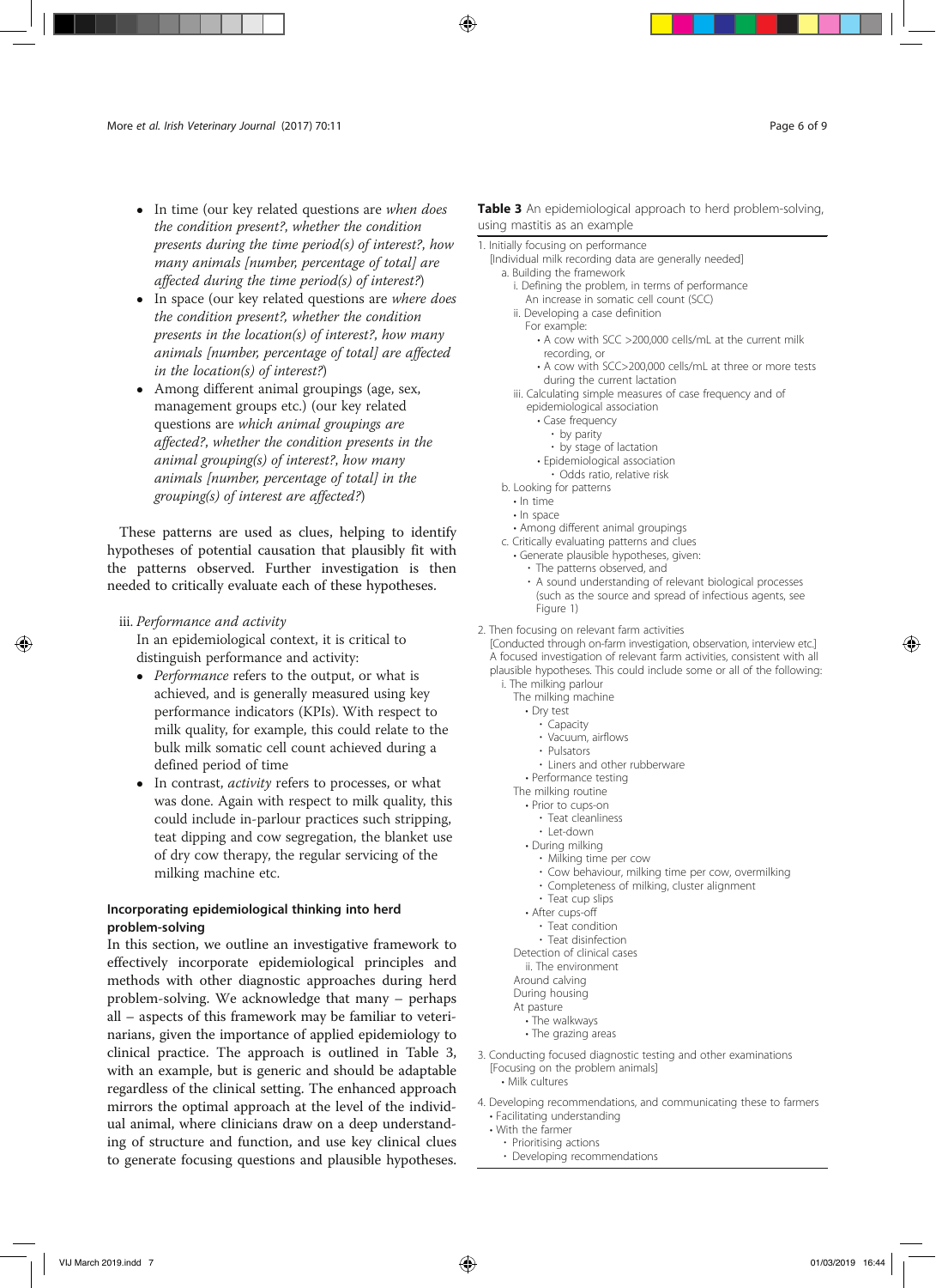- In time (our key related questions are *when does the condition present?*, *whether the condition presents during the time period(s) of interest?*, *how many animals [number, percentage of total] are affected during the time period(s) of interest?*)
- In space (our key related questions are *where does the condition present?*, *whether the condition presents in the location(s) of interest?*, *how many animals [number, percentage of total] are affected in the location(s) of interest?*)
- Among different animal groupings (age, sex, management groups etc.) (our key related questions are *which animal groupings are affected?*, *whether the condition presents in the animal grouping(s) of interest?*, *how many animals [number, percentage of total] in the grouping(s) of interest are affected?*)

These patterns are used as clues, helping to identify hypotheses of potential causation that plausibly fit with the patterns observed. Further investigation is then needed to critically evaluate each of these hypotheses.

iii. *Performance and activity*

In an epidemiological context, it is critical to distinguish performance and activity:

- *Performance* refers to the output, or what is achieved, and is generally measured using key performance indicators (KPIs). With respect to milk quality, for example, this could relate to the bulk milk somatic cell count achieved during a defined period of time
- In contrast, *activity* refers to processes, or what was done. Again with respect to milk quality, this could include in-parlour practices such stripping, teat dipping and cow segregation, the blanket use of dry cow therapy, the regular servicing of the milking machine etc.

## Incorporating epidemiological thinking into herd problem-solving

In this section, we outline an investigative framework to effectively incorporate epidemiological principles and methods with other diagnostic approaches during herd problem-solving. We acknowledge that many – perhaps all – aspects of this framework may be familiar to veterinarians, given the importance of applied epidemiology to clinical practice. The approach is outlined in Table 3, with an example, but is generic and should be adaptable regardless of the clinical setting. The enhanced approach mirrors the optimal approach at the level of the individual animal, where clinicians draw on a deep understanding of structure and function, and use key clinical clues to generate focusing questions and plausible hypotheses.

**Table 3** An epidemiological approach to herd problem-solving, using mastitis as an example

1. Initially focusing on performance
   [Individual milk recording data are generally needed]
   a. Building the framework
      i. Defining the problem, in terms of performance
         An increase in somatic cell count (SCC)
      ii. Developing a case definition
         For example:
         - A cow with SCC >200,000 cells/mL at the current milk recording, or
         - A cow with SCC>200,000 cells/mL at three or more tests during the current lactation
      iii. Calculating simple measures of case frequency and of epidemiological association
         - Case frequency
           - by parity
           - by stage of lactation
         - Epidemiological association
           - Odds ratio, relative risk
   b. Looking for patterns
      - In time
      - In space
      - Among different animal groupings
   c. Critically evaluating patterns and clues
      - Generate plausible hypotheses, given:
        - The patterns observed, and
        - A sound understanding of relevant biological processes (such as the source and spread of infectious agents, see Figure 1)
2. Then focusing on relevant farm activities
   [Conducted through on-farm investigation, observation, interview etc.]
   A focused investigation of relevant farm activities, consistent with all plausible hypotheses. This could include some or all of the following:
   i. The milking parlour
      The milking machine
      - Dry test
        - Capacity
        - Vacuum, airflows
        - Pulsators
        - Liners and other rubberware
      - Performance testing
      The milking routine
      - Prior to cups-on
        - Teat cleanliness
        - Let-down
      - During milking
        - Milking time per cow
        - Cow behaviour, milking time per cow, overmilking
        - Completeness of milking, cluster alignment
        - Teat cup slips
      - After cups-off
        - Teat condition
        - Teat disinfection
      Detection of clinical cases
   ii. The environment
      Around calving
      During housing
      At pasture
      - The walkways
      - The grazing areas
3. Conducting focused diagnostic testing and other examinations
   [Focusing on the problem animals]
   - Milk cultures
4. Developing recommendations, and communicating these to farmers
   - Facilitating understanding
   - With the farmer
     - Prioritising actions
     - Developing recommendations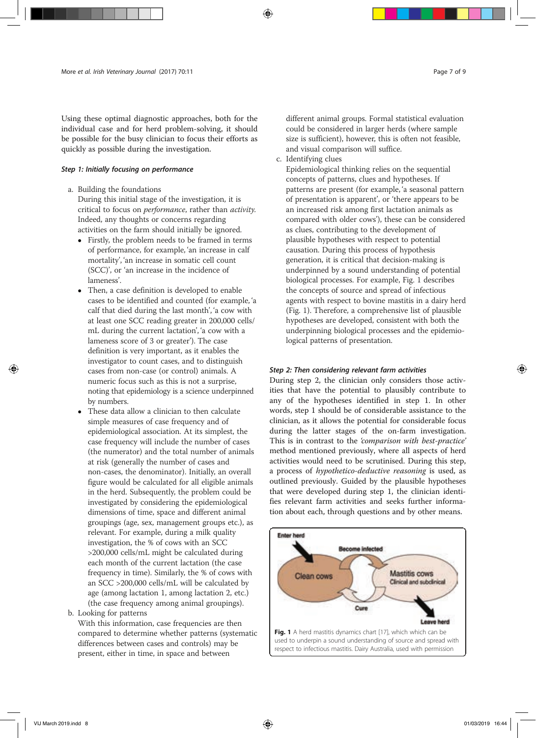Using these optimal diagnostic approaches, both for the individual case and for herd problem-solving, it should be possible for the busy clinician to focus their efforts as quickly as possible during the investigation.

#### *Step 1: Initially focusing on performance*

a. Building the foundations

   During this initial stage of the investigation, it is critical to focus on *performance*, rather than *activity.* Indeed, any thoughts or concerns regarding activities on the farm should initially be ignored.

   - Firstly, the problem needs to be framed in terms of performance, for example, 'an increase in calf mortality', 'an increase in somatic cell count (SCC)', or 'an increase in the incidence of lameness'.
   - Then, a case definition is developed to enable cases to be identified and counted (for example, 'a calf that died during the last month', 'a cow with at least one SCC reading greater in 200,000 cells/mL during the current lactation', 'a cow with a lameness score of 3 or greater'). The case definition is very important, as it enables the investigator to count cases, and to distinguish cases from non-case (or control) animals. A numeric focus such as this is not a surprise, noting that epidemiology is a science underpinned by numbers.
   - These data allow a clinician to then calculate simple measures of case frequency and of epidemiological association. At its simplest, the case frequency will include the number of cases (the numerator) and the total number of animals at risk (generally the number of cases and non-cases, the denominator). Initially, an overall figure would be calculated for all eligible animals in the herd. Subsequently, the problem could be investigated by considering the epidemiological dimensions of time, space and different animal groupings (age, sex, management groups etc.), as relevant. For example, during a milk quality investigation, the % of cows with an SCC >200,000 cells/mL might be calculated during each month of the current lactation (the case frequency in time). Similarly, the % of cows with an SCC >200,000 cells/mL will be calculated by age (among lactation 1, among lactation 2, etc.) (the case frequency among animal groupings).

b. Looking for patterns

   With this information, case frequencies are then compared to determine whether patterns (systematic differences between cases and controls) may be present, either in time, in space and between different animal groups. Formal statistical evaluation could be considered in larger herds (where sample size is sufficient), however, this is often not feasible, and visual comparison will suffice.

c. Identifying clues

   Epidemiological thinking relies on the sequential concepts of patterns, clues and hypotheses. If patterns are present (for example, 'a seasonal pattern of presentation is apparent', or 'there appears to be an increased risk among first lactation animals as compared with older cows'), these can be considered as clues, contributing to the development of plausible hypotheses with respect to potential causation. During this process of hypothesis generation, it is critical that decision-making is underpinned by a sound understanding of potential biological processes. For example, Fig. 1 describes the concepts of source and spread of infectious agents with respect to bovine mastitis in a dairy herd (Fig. 1). Therefore, a comprehensive list of plausible hypotheses are developed, consistent with both the underpinning biological processes and the epidemiological patterns of presentation.

#### *Step 2: Then considering relevant farm activities*

During step 2, the clinician only considers those activities that have the potential to plausibly contribute to any of the hypotheses identified in step 1. In other words, step 1 should be of considerable assistance to the clinician, as it allows the potential for considerable focus during the latter stages of the on-farm investigation. This is in contrast to the *'comparison with best-practice'* method mentioned previously, where all aspects of herd activities would need to be scrutinised. During this step, a process of *hypothetico-deductive reasoning* is used, as outlined previously. Guided by the plausible hypotheses that were developed during step 1, the clinician identifies relevant farm activities and seeks further information about each, through questions and by other means.

Enter herd
Become infected
Clean cows
Mastitis cows
Clinical and subclinical
Cure
Leave herd

**Fig. 1** A herd mastitis dynamics chart [17], which which can be used to underpin a sound understanding of source and spread with respect to infectious mastitis. Dairy Australia, used with permission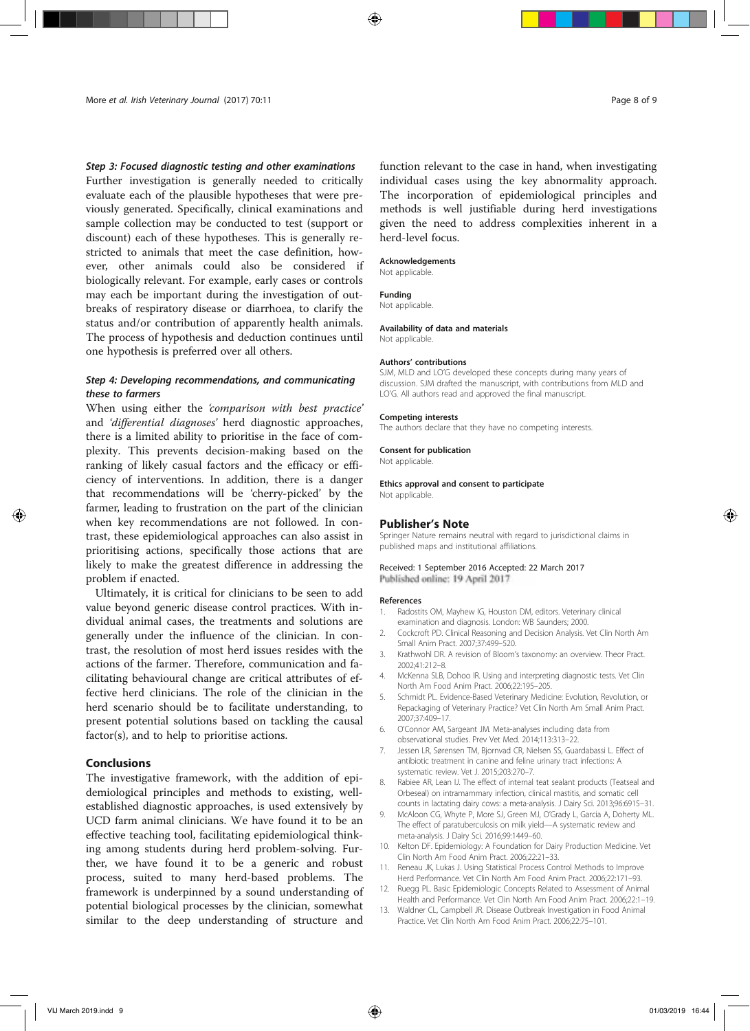#### Step 3: Focused diagnostic testing and other examinations

Further investigation is generally needed to critically evaluate each of the plausible hypotheses that were previously generated. Specifically, clinical examinations and sample collection may be conducted to test (support or discount) each of these hypotheses. This is generally restricted to animals that meet the case definition, however, other animals could also be considered if biologically relevant. For example, early cases or controls may each be important during the investigation of outbreaks of respiratory disease or diarrhoea, to clarify the status and/or contribution of apparently health animals. The process of hypothesis and deduction continues until one hypothesis is preferred over all others.

#### Step 4: Developing recommendations, and communicating these to farmers

When using either the *'comparison with best practice'* and *'differential diagnoses'* herd diagnostic approaches, there is a limited ability to prioritise in the face of complexity. This prevents decision-making based on the ranking of likely casual factors and the efficacy or efficiency of interventions. In addition, there is a danger that recommendations will be 'cherry-picked' by the farmer, leading to frustration on the part of the clinician when key recommendations are not followed. In contrast, these epidemiological approaches can also assist in prioritising actions, specifically those actions that are likely to make the greatest difference in addressing the problem if enacted.

Ultimately, it is critical for clinicians to be seen to add value beyond generic disease control practices. With individual animal cases, the treatments and solutions are generally under the influence of the clinician. In contrast, the resolution of most herd issues resides with the actions of the farmer. Therefore, communication and facilitating behavioural change are critical attributes of effective herd clinicians. The role of the clinician in the herd scenario should be to facilitate understanding, to present potential solutions based on tackling the causal factor(s), and to help to prioritise actions.

## Conclusions

The investigative framework, with the addition of epidemiological principles and methods to existing, well-established diagnostic approaches, is used extensively by UCD farm animal clinicians. We have found it to be an effective teaching tool, facilitating epidemiological thinking among students during herd problem-solving. Further, we have found it to be a generic and robust process, suited to many herd-based problems. The framework is underpinned by a sound understanding of potential biological processes by the clinician, somewhat similar to the deep understanding of structure and function relevant to the case in hand, when investigating individual cases using the key abnormality approach. The incorporation of epidemiological principles and methods is well justifiable during herd investigations given the need to address complexities inherent in a herd-level focus.

**Acknowledgements**
Not applicable.

**Funding**
Not applicable.

**Availability of data and materials**
Not applicable.

**Authors' contributions**
SJM, MLD and LO'G developed these concepts during many years of discussion. SJM drafted the manuscript, with contributions from MLD and LO'G. All authors read and approved the final manuscript.

**Competing interests**
The authors declare that they have no competing interests.

**Consent for publication**
Not applicable.

**Ethics approval and consent to participate**
Not applicable.

### Publisher's Note

Springer Nature remains neutral with regard to jurisdictional claims in published maps and institutional affiliations.

Received: 1 September 2016 Accepted: 22 March 2017
Published online: 19 April 2017

#### References

1. Radostits OM, Mayhew IG, Houston DM, editors. Veterinary clinical examination and diagnosis. London: WB Saunders; 2000.
2. Cockcroft PD. Clinical Reasoning and Decision Analysis. Vet Clin North Am Small Anim Pract. 2007;37:499–520.
3. Krathwohl DR. A revision of Bloom's taxonomy: an overview. Theor Pract. 2002;41:212–8.
4. McKenna SLB, Dohoo IR. Using and interpreting diagnostic tests. Vet Clin North Am Food Anim Pract. 2006;22:195–205.
5. Schmidt PL. Evidence-Based Veterinary Medicine: Evolution, Revolution, or Repackaging of Veterinary Practice? Vet Clin North Am Small Anim Pract. 2007;37:409–17.
6. O'Connor AM, Sargeant JM. Meta-analyses including data from observational studies. Prev Vet Med. 2014;113:313–22.
7. Jessen LR, Sørensen TM, Bjornvad CR, Nielsen SS, Guardabassi L. Effect of antibiotic treatment in canine and feline urinary tract infections: A systematic review. Vet J. 2015;203:270–7.
8. Rabiee AR, Lean IJ. The effect of internal teat sealant products (Teatseal and Orbeseal) on intramammary infection, clinical mastitis, and somatic cell counts in lactating dairy cows: a meta-analysis. J Dairy Sci. 2013;96:6915–31.
9. McAloon CG, Whyte P, More SJ, Green MJ, O'Grady L, Garcia A, Doherty ML. The effect of paratuberculosis on milk yield—A systematic review and meta-analysis. J Dairy Sci. 2016;99:1449–60.
10. Kelton DF. Epidemiology: A Foundation for Dairy Production Medicine. Vet Clin North Am Food Anim Pract. 2006;22:21–33.
11. Reneau JK, Lukas J. Using Statistical Process Control Methods to Improve Herd Performance. Vet Clin North Am Food Anim Pract. 2006;22:171–93.
12. Ruegg PL. Basic Epidemiologic Concepts Related to Assessment of Animal Health and Performance. Vet Clin North Am Food Anim Pract. 2006;22:1–19.
13. Waldner CL, Campbell JR. Disease Outbreak Investigation in Food Animal Practice. Vet Clin North Am Food Anim Pract. 2006;22:75–101.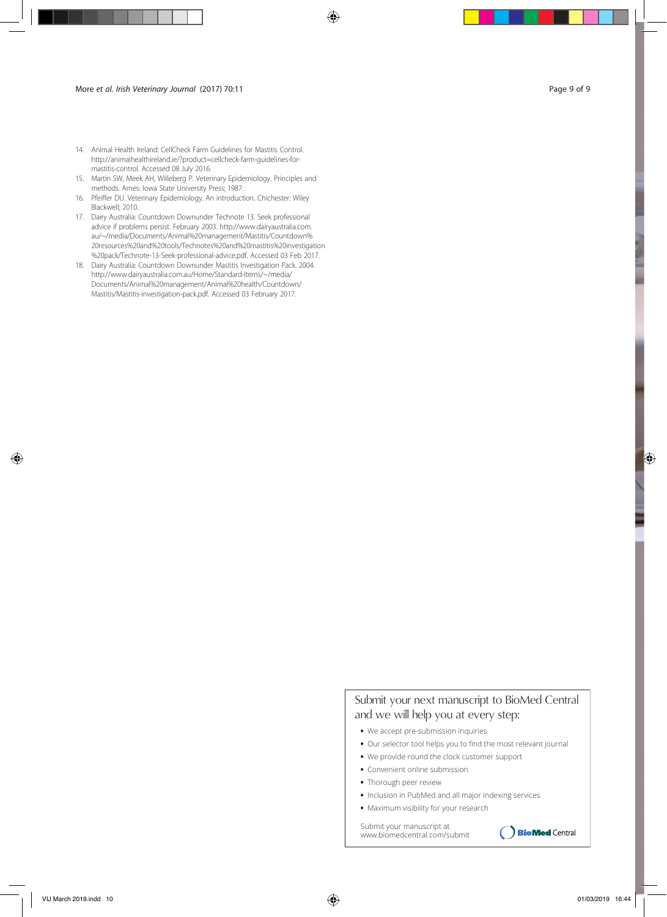14. Animal Health Ireland: CellCheck Farm Guidelines for Mastitis Control. http://animalhealthireland.ie/?product=cellcheck-farm-guidelines-for-mastitis-control. Accessed 08 July 2016.
15. Martin SW, Meek AH, Willeberg P. Veterinary Epidemiology. Principles and methods. Ames: Iowa State University Press; 1987.
16. Pfeiffer DU. Veterinary Epidemiology. An introduction. Chichester: Wiley Blackwell; 2010.
17. Dairy Australia: Countdown Downunder Technote 13. Seek professional advice if problems persist. February 2003. http://www.dairyaustralia.com.au/~/media/Documents/Animal%20management/Mastitis/Countdown%20resources%20and%20tools/Technotes%20and%20mastitis%20investigation%20pack/Technote-13-Seek-professional-advice.pdf. Accessed 03 Feb 2017.
18. Dairy Australia: Countdown Downunder Mastitis Investigation Pack. 2004. http://www.dairyaustralia.com.au/Home/Standard-Items/~/media/Documents/Animal%20management/Animal%20health/Countdown/Mastitis/Mastitis-investigation-pack.pdf. Accessed 03 February 2017.

Submit your next manuscript to BioMed Central and we will help you at every step:

- We accept pre-submission inquiries
- Our selector tool helps you to find the most relevant journal
- We provide round the clock customer support
- Convenient online submission
- Thorough peer review
- Inclusion in PubMed and all major indexing services
- Maximum visibility for your research

Submit your manuscript at
www.biomedcentral.com/submit

BioMed Central